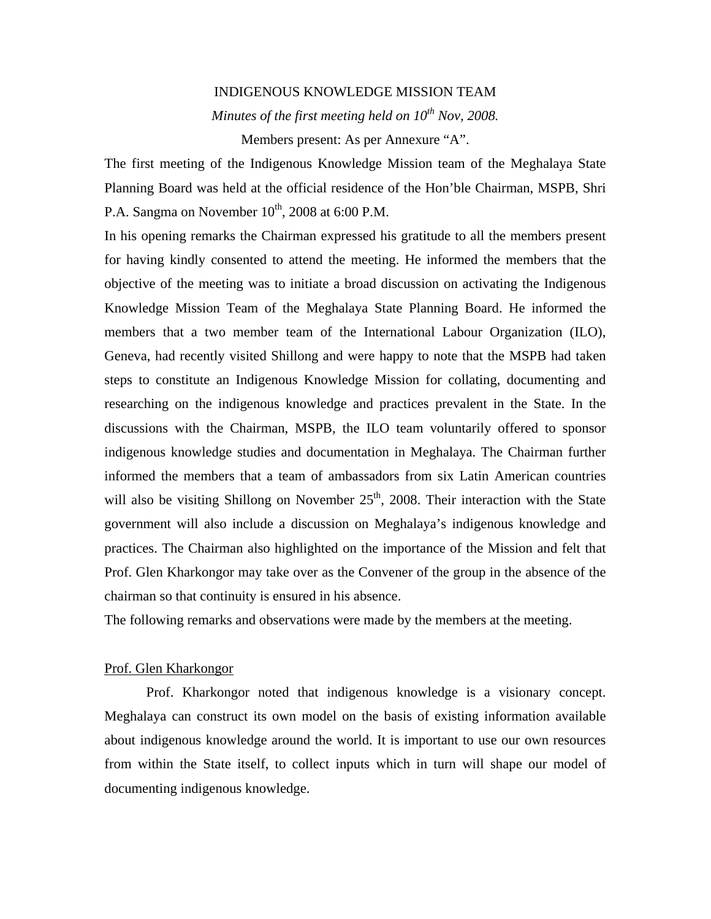# INDIGENOUS KNOWLEDGE MISSION TEAM

*Minutes of the first meeting held on 10th Nov, 2008.*

Members present: As per Annexure "A".

The first meeting of the Indigenous Knowledge Mission team of the Meghalaya State Planning Board was held at the official residence of the Hon'ble Chairman, MSPB, Shri P.A. Sangma on November 10th, 2008 at 6:00 P.M.

In his opening remarks the Chairman expressed his gratitude to all the members present for having kindly consented to attend the meeting. He informed the members that the objective of the meeting was to initiate a broad discussion on activating the Indigenous Knowledge Mission Team of the Meghalaya State Planning Board. He informed the members that a two member team of the International Labour Organization (ILO), Geneva, had recently visited Shillong and were happy to note that the MSPB had taken steps to constitute an Indigenous Knowledge Mission for collating, documenting and researching on the indigenous knowledge and practices prevalent in the State. In the discussions with the Chairman, MSPB, the ILO team voluntarily offered to sponsor indigenous knowledge studies and documentation in Meghalaya. The Chairman further informed the members that a team of ambassadors from six Latin American countries will also be visiting Shillong on November 25th, 2008. Their interaction with the State government will also include a discussion on Meghalaya's indigenous knowledge and practices. The Chairman also highlighted on the importance of the Mission and felt that Prof. Glen Kharkongor may take over as the Convener of the group in the absence of the chairman so that continuity is ensured in his absence.

The following remarks and observations were made by the members at the meeting.

## Prof. Glen Kharkongor

Prof. Kharkongor noted that indigenous knowledge is a visionary concept. Meghalaya can construct its own model on the basis of existing information available about indigenous knowledge around the world. It is important to use our own resources from within the State itself, to collect inputs which in turn will shape our model of documenting indigenous knowledge.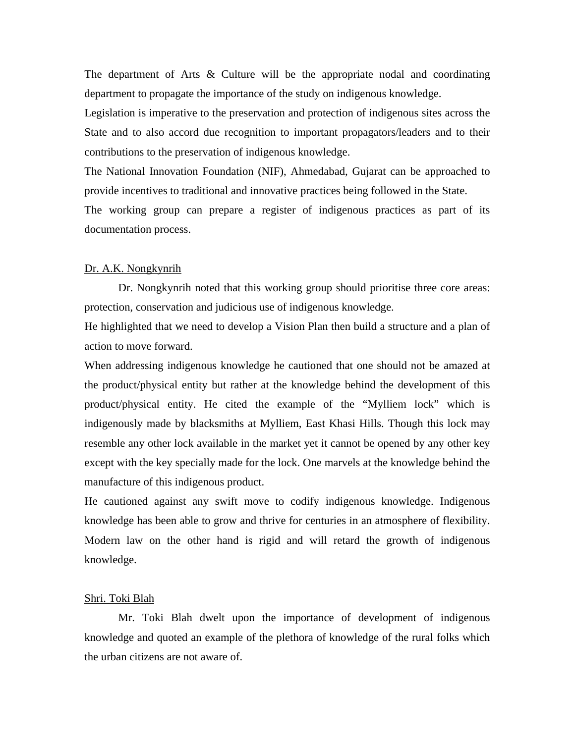The department of Arts & Culture will be the appropriate nodal and coordinating department to propagate the importance of the study on indigenous knowledge.

Legislation is imperative to the preservation and protection of indigenous sites across the State and to also accord due recognition to important propagators/leaders and to their contributions to the preservation of indigenous knowledge.

The National Innovation Foundation (NIF), Ahmedabad, Gujarat can be approached to provide incentives to traditional and innovative practices being followed in the State.

The working group can prepare a register of indigenous practices as part of its documentation process.

<u>Dr. A.K. Nongkynrih</u>

Dr. Nongkynrih noted that this working group should prioritise three core areas: protection, conservation and judicious use of indigenous knowledge.

He highlighted that we need to develop a Vision Plan then build a structure and a plan of action to move forward.

When addressing indigenous knowledge he cautioned that one should not be amazed at the product/physical entity but rather at the knowledge behind the development of this product/physical entity. He cited the example of the "Mylliem lock" which is indigenously made by blacksmiths at Mylliem, East Khasi Hills. Though this lock may resemble any other lock available in the market yet it cannot be opened by any other key except with the key specially made for the lock. One marvels at the knowledge behind the manufacture of this indigenous product.

He cautioned against any swift move to codify indigenous knowledge. Indigenous knowledge has been able to grow and thrive for centuries in an atmosphere of flexibility. Modern law on the other hand is rigid and will retard the growth of indigenous knowledge.

<u>Shri. Toki Blah</u>

Mr. Toki Blah dwelt upon the importance of development of indigenous knowledge and quoted an example of the plethora of knowledge of the rural folks which the urban citizens are not aware of.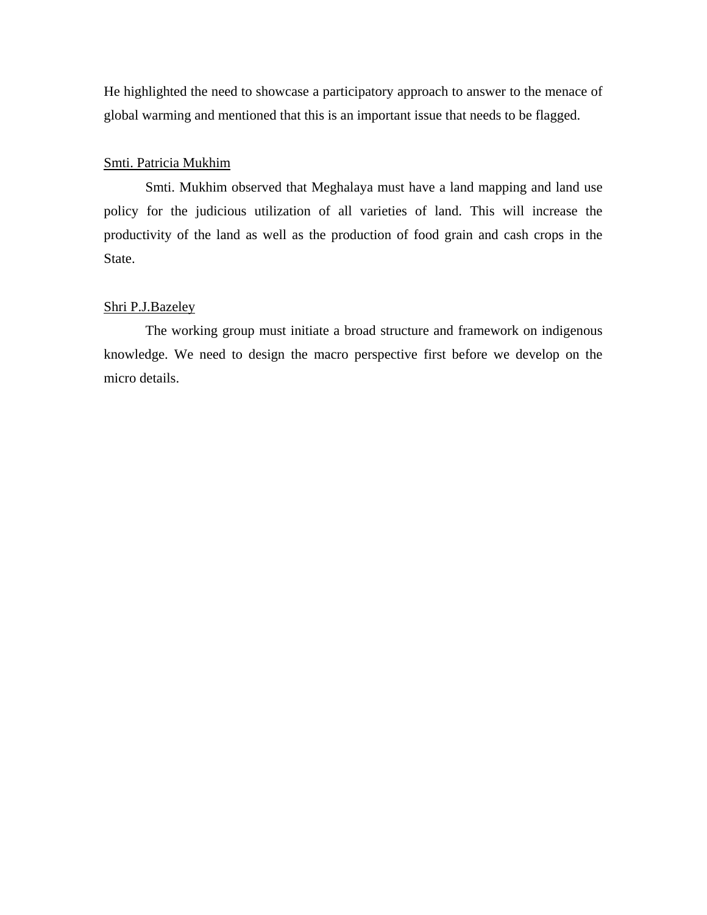He highlighted the need to showcase a participatory approach to answer to the menace of global warming and mentioned that this is an important issue that needs to be flagged.

<u>Smti. Patricia Mukhim</u>

Smti. Mukhim observed that Meghalaya must have a land mapping and land use policy for the judicious utilization of all varieties of land. This will increase the productivity of the land as well as the production of food grain and cash crops in the State.

<u>Shri P.J.Bazeley</u>

The working group must initiate a broad structure and framework on indigenous knowledge. We need to design the macro perspective first before we develop on the micro details.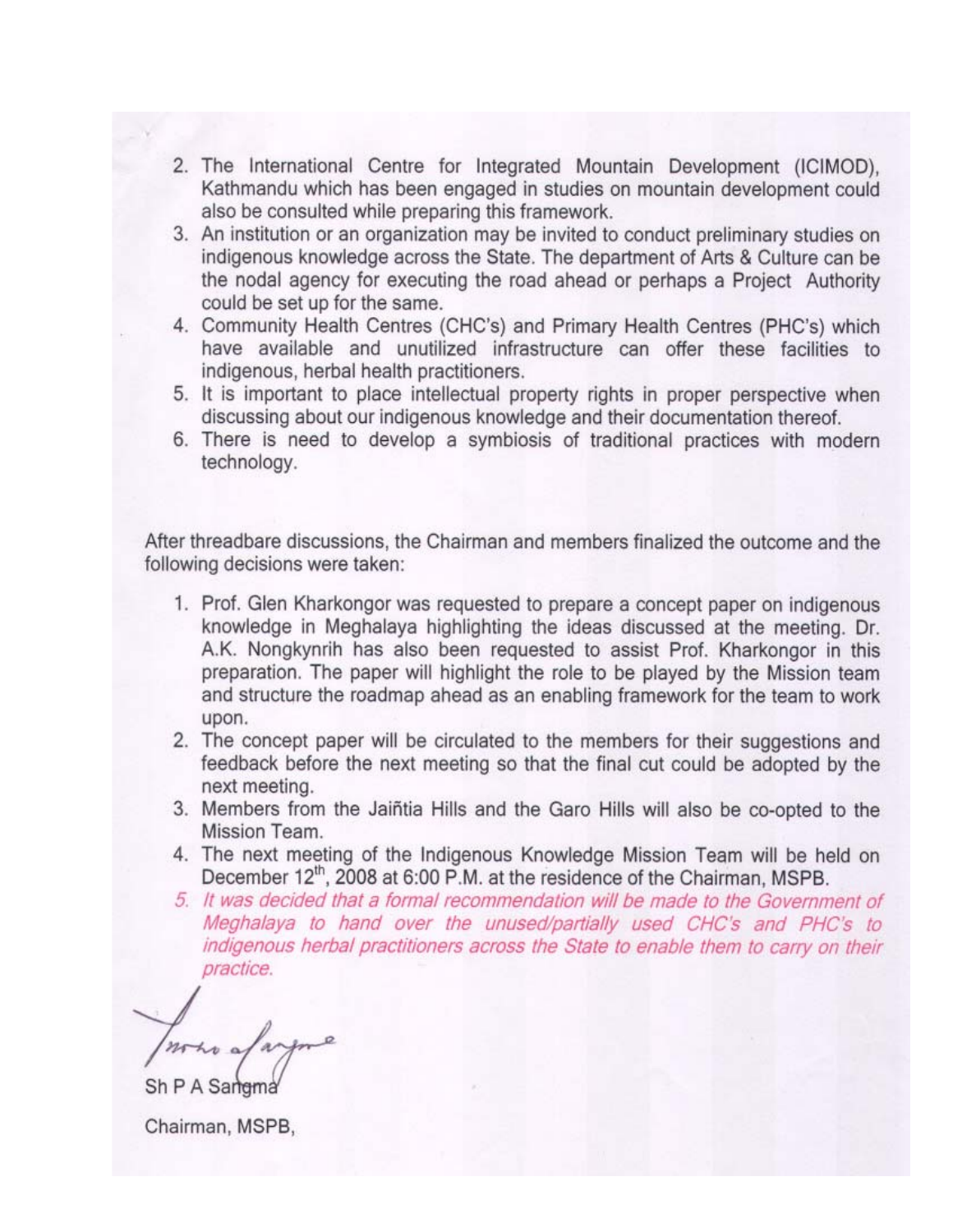2. The International Centre for Integrated Mountain Development (ICIMOD), Kathmandu which has been engaged in studies on mountain development could also be consulted while preparing this framework.
3. An institution or an organization may be invited to conduct preliminary studies on indigenous knowledge across the State. The department of Arts & Culture can be the nodal agency for executing the road ahead or perhaps a Project Authority could be set up for the same.
4. Community Health Centres (CHC's) and Primary Health Centres (PHC's) which have available and unutilized infrastructure can offer these facilities to indigenous, herbal health practitioners.
5. It is important to place intellectual property rights in proper perspective when discussing about our indigenous knowledge and their documentation thereof.
6. There is need to develop a symbiosis of traditional practices with modern technology.

After threadbare discussions, the Chairman and members finalized the outcome and the following decisions were taken:

1. Prof. Glen Kharkongor was requested to prepare a concept paper on indigenous knowledge in Meghalaya highlighting the ideas discussed at the meeting. Dr. A.K. Nongkynrih has also been requested to assist Prof. Kharkongor in this preparation. The paper will highlight the role to be played by the Mission team and structure the roadmap ahead as an enabling framework for the team to work upon.
2. The concept paper will be circulated to the members for their suggestions and feedback before the next meeting so that the final cut could be adopted by the next meeting.
3. Members from the Jaiñtia Hills and the Garo Hills will also be co-opted to the Mission Team.
4. The next meeting of the Indigenous Knowledge Mission Team will be held on December 12th, 2008 at 6:00 P.M. at the residence of the Chairman, MSPB.
5. *It was decided that a formal recommendation will be made to the Government of Meghalaya to hand over the unused/partially used CHC's and PHC's to indigenous herbal practitioners across the State to enable them to carry on their practice.*

Sh P A Sangma

Chairman, MSPB,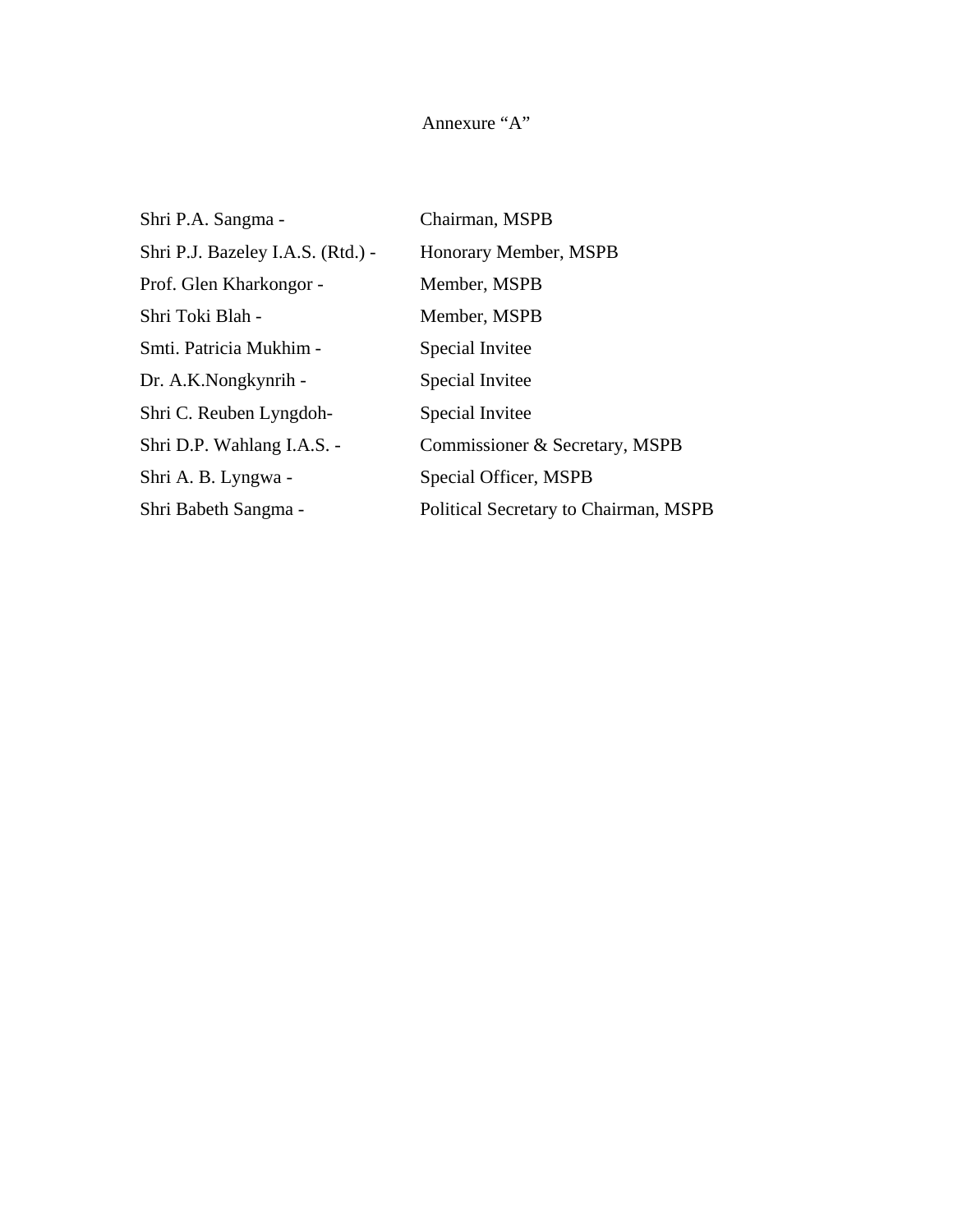Annexure “A”

| | |
|---|---|
| Shri P.A. Sangma - | Chairman, MSPB |
| Shri P.J. Bazeley I.A.S. (Rtd.) - | Honorary Member, MSPB |
| Prof. Glen Kharkongor - | Member, MSPB |
| Shri Toki Blah - | Member, MSPB |
| Smti. Patricia Mukhim - | Special Invitee |
| Dr. A.K.Nongkynrih - | Special Invitee |
| Shri C. Reuben Lyngdoh- | Special Invitee |
| Shri D.P. Wahlang I.A.S. - | Commissioner & Secretary, MSPB |
| Shri A. B. Lyngwa - | Special Officer, MSPB |
| Shri Babeth Sangma - | Political Secretary to Chairman, MSPB |